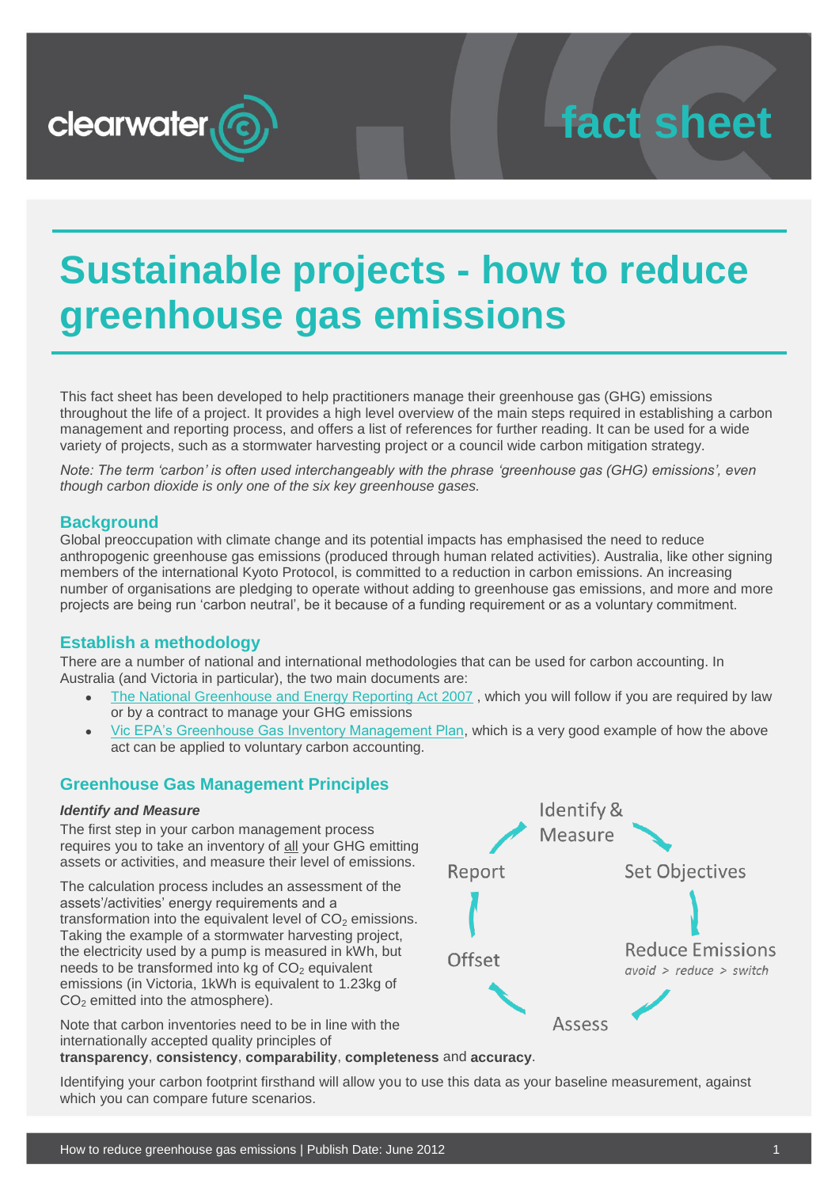clearwater

fact sheet

# Sustainable projects - how to reduce greenhouse gas emissions

This fact sheet has been developed to help practitioners manage their greenhouse gas (GHG) emissions throughout the life of a project. It provides a high level overview of the main steps required in establishing a carbon management and reporting process, and offers a list of references for further reading. It can be used for a wide variety of projects, such as a stormwater harvesting project or a council wide carbon mitigation strategy.

*Note: The term 'carbon' is often used interchangeably with the phrase 'greenhouse gas (GHG) emissions', even though carbon dioxide is only one of the six key greenhouse gases.*

## Background

Global preoccupation with climate change and its potential impacts has emphasised the need to reduce anthropogenic greenhouse gas emissions (produced through human related activities). Australia, like other signing members of the international Kyoto Protocol, is committed to a reduction in carbon emissions. An increasing number of organisations are pledging to operate without adding to greenhouse gas emissions, and more and more projects are being run 'carbon neutral', be it because of a funding requirement or as a voluntary commitment.

## Establish a methodology

There are a number of national and international methodologies that can be used for carbon accounting. In Australia (and Victoria in particular), the two main documents are:

- The National Greenhouse and Energy Reporting Act 2007 , which you will follow if you are required by law or by a contract to manage your GHG emissions
- Vic EPA's Greenhouse Gas Inventory Management Plan, which is a very good example of how the above act can be applied to voluntary carbon accounting.

## Greenhouse Gas Management Principles

Identify & Measure → Set Objectives → Reduce Emissions (avoid > reduce > switch) → Assess → Offset → Report → Identify & Measure

### *Identify and Measure*

The first step in your carbon management process requires you to take an inventory of all your GHG emitting assets or activities, and measure their level of emissions.

The calculation process includes an assessment of the assets'/activities' energy requirements and a transformation into the equivalent level of $CO_2$ emissions. Taking the example of a stormwater harvesting project, the electricity used by a pump is measured in kWh, but needs to be transformed into kg of $CO_2$ equivalent emissions (in Victoria, 1kWh is equivalent to 1.23kg of $CO_2$ emitted into the atmosphere).

Note that carbon inventories need to be in line with the internationally accepted quality principles of **transparency**, **consistency**, **comparability**, **completeness** and **accuracy**.

Identifying your carbon footprint firsthand will allow you to use this data as your baseline measurement, against which you can compare future scenarios.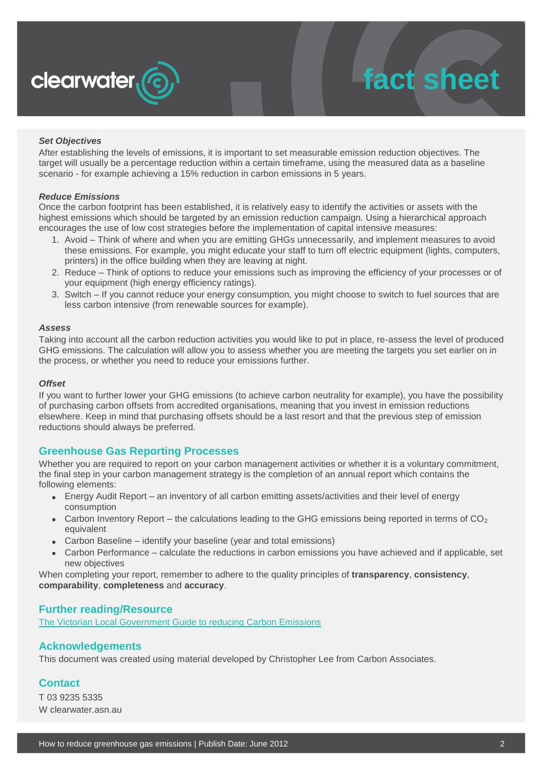### *Set Objectives*

After establishing the levels of emissions, it is important to set measurable emission reduction objectives. The target will usually be a percentage reduction within a certain timeframe, using the measured data as a baseline scenario - for example achieving a 15% reduction in carbon emissions in 5 years.

### *Reduce Emissions*

Once the carbon footprint has been established, it is relatively easy to identify the activities or assets with the highest emissions which should be targeted by an emission reduction campaign. Using a hierarchical approach encourages the use of low cost strategies before the implementation of capital intensive measures:

1. Avoid – Think of where and when you are emitting GHGs unnecessarily, and implement measures to avoid these emissions. For example, you might educate your staff to turn off electric equipment (lights, computers, printers) in the office building when they are leaving at night.
2. Reduce – Think of options to reduce your emissions such as improving the efficiency of your processes or of your equipment (high energy efficiency ratings).
3. Switch – If you cannot reduce your energy consumption, you might choose to switch to fuel sources that are less carbon intensive (from renewable sources for example).

### *Assess*

Taking into account all the carbon reduction activities you would like to put in place, re-assess the level of produced GHG emissions. The calculation will allow you to assess whether you are meeting the targets you set earlier on in the process, or whether you need to reduce your emissions further.

### *Offset*

If you want to further lower your GHG emissions (to achieve carbon neutrality for example), you have the possibility of purchasing carbon offsets from accredited organisations, meaning that you invest in emission reductions elsewhere. Keep in mind that purchasing offsets should be a last resort and that the previous step of emission reductions should always be preferred.

## Greenhouse Gas Reporting Processes

Whether you are required to report on your carbon management activities or whether it is a voluntary commitment, the final step in your carbon management strategy is the completion of an annual report which contains the following elements:

- Energy Audit Report – an inventory of all carbon emitting assets/activities and their level of energy consumption
- Carbon Inventory Report – the calculations leading to the GHG emissions being reported in terms of $CO_2$ equivalent
- Carbon Baseline – identify your baseline (year and total emissions)
- Carbon Performance – calculate the reductions in carbon emissions you have achieved and if applicable, set new objectives

When completing your report, remember to adhere to the quality principles of **transparency**, **consistency**, **comparability**, **completeness** and **accuracy**.

## Further reading/Resource

[The Victorian Local Government Guide to reducing Carbon Emissions]

## Acknowledgements

This document was created using material developed by Christopher Lee from Carbon Associates.

## Contact

T 03 9235 5335
W clearwater.asn.au